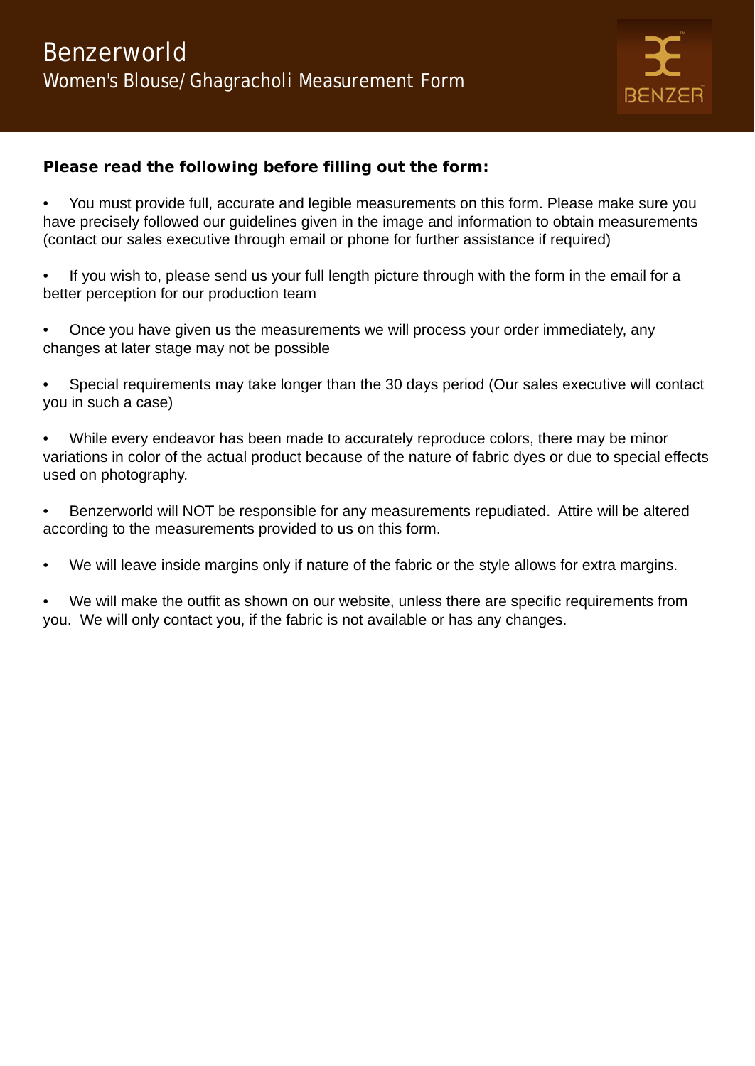# Benzerworld

## Women's Blouse/ Ghagracholi Measurement Form

**Please read the following before filling out the form:**

- You must provide full, accurate and legible measurements on this form. Please make sure you have precisely followed our guidelines given in the image and information to obtain measurements (contact our sales executive through email or phone for further assistance if required)

- If you wish to, please send us your full length picture through with the form in the email for a better perception for our production team

- Once you have given us the measurements we will process your order immediately, any changes at later stage may not be possible

- Special requirements may take longer than the 30 days period (Our sales executive will contact you in such a case)

- While every endeavor has been made to accurately reproduce colors, there may be minor variations in color of the actual product because of the nature of fabric dyes or due to special effects used on photography.

- Benzerworld will NOT be responsible for any measurements repudiated. Attire will be altered according to the measurements provided to us on this form.

- We will leave inside margins only if nature of the fabric or the style allows for extra margins.

- We will make the outfit as shown on our website, unless there are specific requirements from you. We will only contact you, if the fabric is not available or has any changes.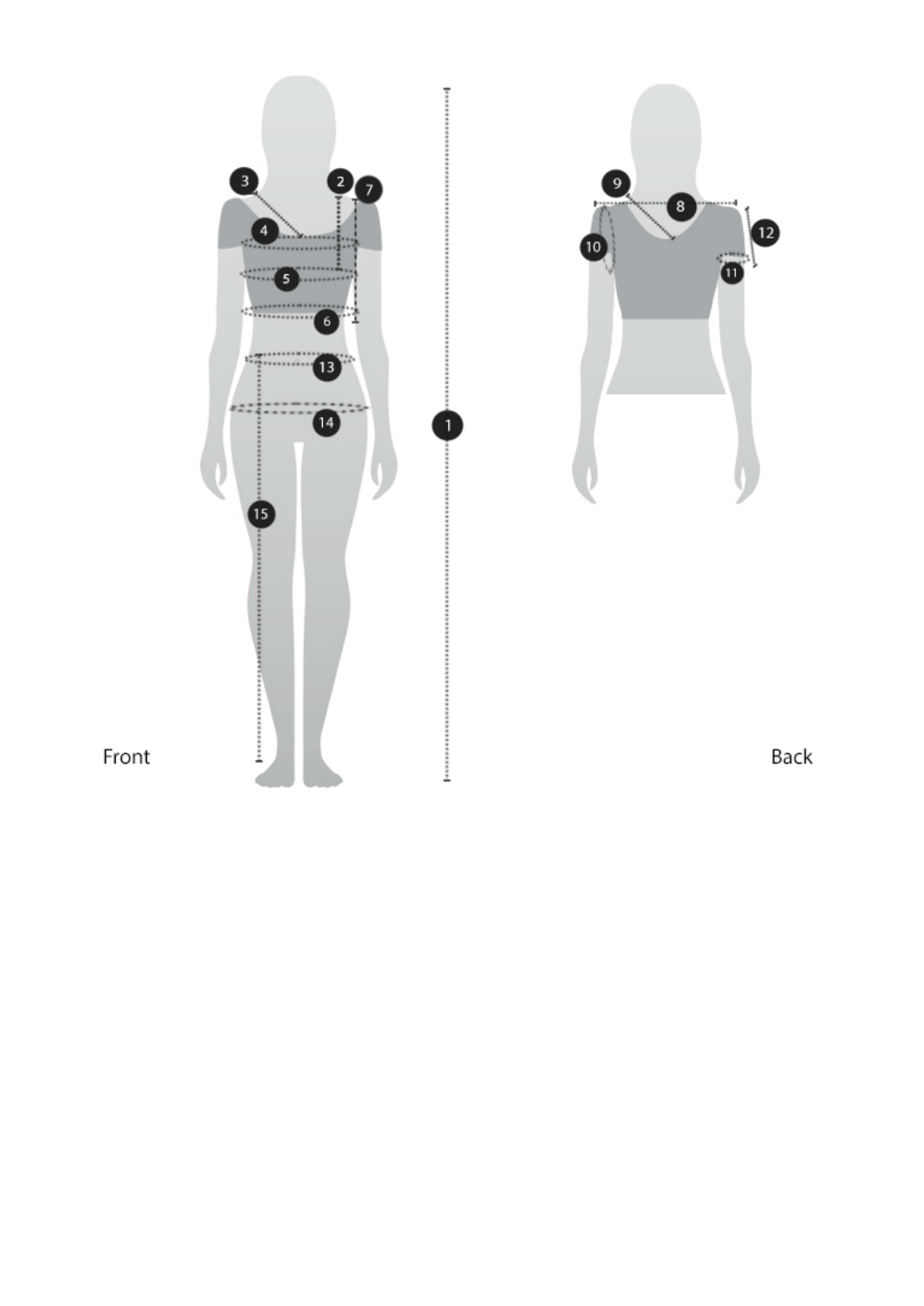Front

Back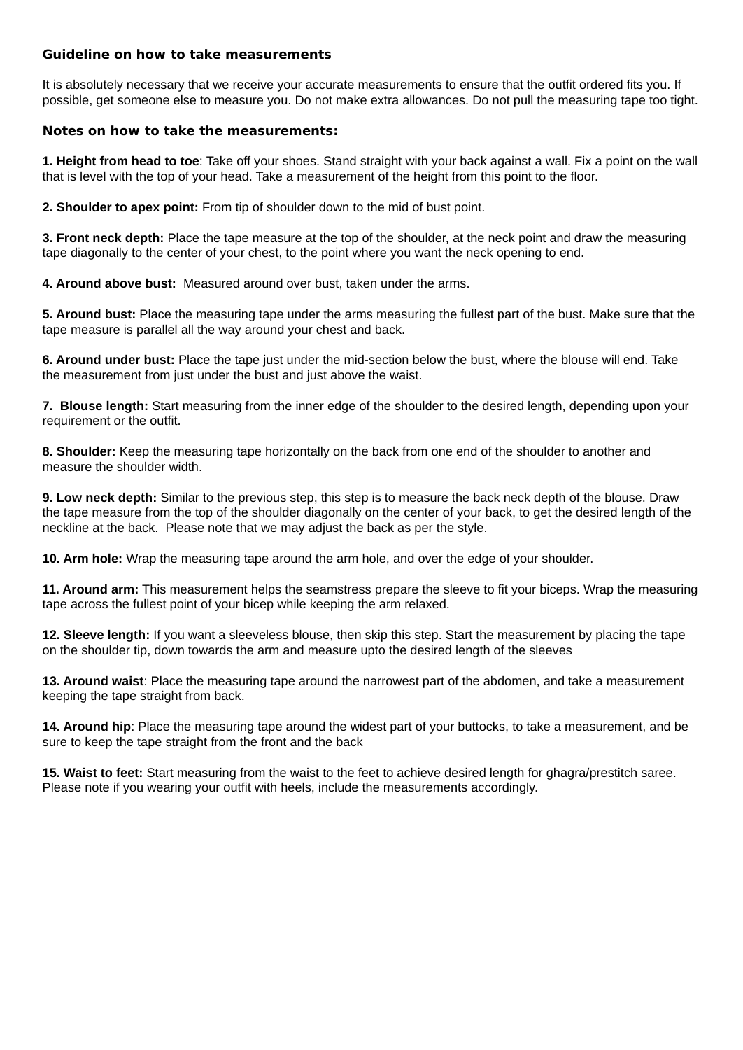## Guideline on how to take measurements

It is absolutely necessary that we receive your accurate measurements to ensure that the outfit ordered fits you. If possible, get someone else to measure you. Do not make extra allowances. Do not pull the measuring tape too tight.

### Notes on how to take the measurements:

**1. Height from head to toe**: Take off your shoes. Stand straight with your back against a wall. Fix a point on the wall that is level with the top of your head. Take a measurement of the height from this point to the floor.

**2. Shoulder to apex point:** From tip of shoulder down to the mid of bust point.

**3. Front neck depth:** Place the tape measure at the top of the shoulder, at the neck point and draw the measuring tape diagonally to the center of your chest, to the point where you want the neck opening to end.

**4. Around above bust:** Measured around over bust, taken under the arms.

**5. Around bust:** Place the measuring tape under the arms measuring the fullest part of the bust. Make sure that the tape measure is parallel all the way around your chest and back.

**6. Around under bust:** Place the tape just under the mid-section below the bust, where the blouse will end. Take the measurement from just under the bust and just above the waist.

**7. Blouse length:** Start measuring from the inner edge of the shoulder to the desired length, depending upon your requirement or the outfit.

**8. Shoulder:** Keep the measuring tape horizontally on the back from one end of the shoulder to another and measure the shoulder width.

**9. Low neck depth:** Similar to the previous step, this step is to measure the back neck depth of the blouse. Draw the tape measure from the top of the shoulder diagonally on the center of your back, to get the desired length of the neckline at the back. Please note that we may adjust the back as per the style.

**10. Arm hole:** Wrap the measuring tape around the arm hole, and over the edge of your shoulder.

**11. Around arm:** This measurement helps the seamstress prepare the sleeve to fit your biceps. Wrap the measuring tape across the fullest point of your bicep while keeping the arm relaxed.

**12. Sleeve length:** If you want a sleeveless blouse, then skip this step. Start the measurement by placing the tape on the shoulder tip, down towards the arm and measure upto the desired length of the sleeves

**13. Around waist**: Place the measuring tape around the narrowest part of the abdomen, and take a measurement keeping the tape straight from back.

**14. Around hip**: Place the measuring tape around the widest part of your buttocks, to take a measurement, and be sure to keep the tape straight from the front and the back

**15. Waist to feet:** Start measuring from the waist to the feet to achieve desired length for ghagra/prestitch saree. Please note if you wearing your outfit with heels, include the measurements accordingly.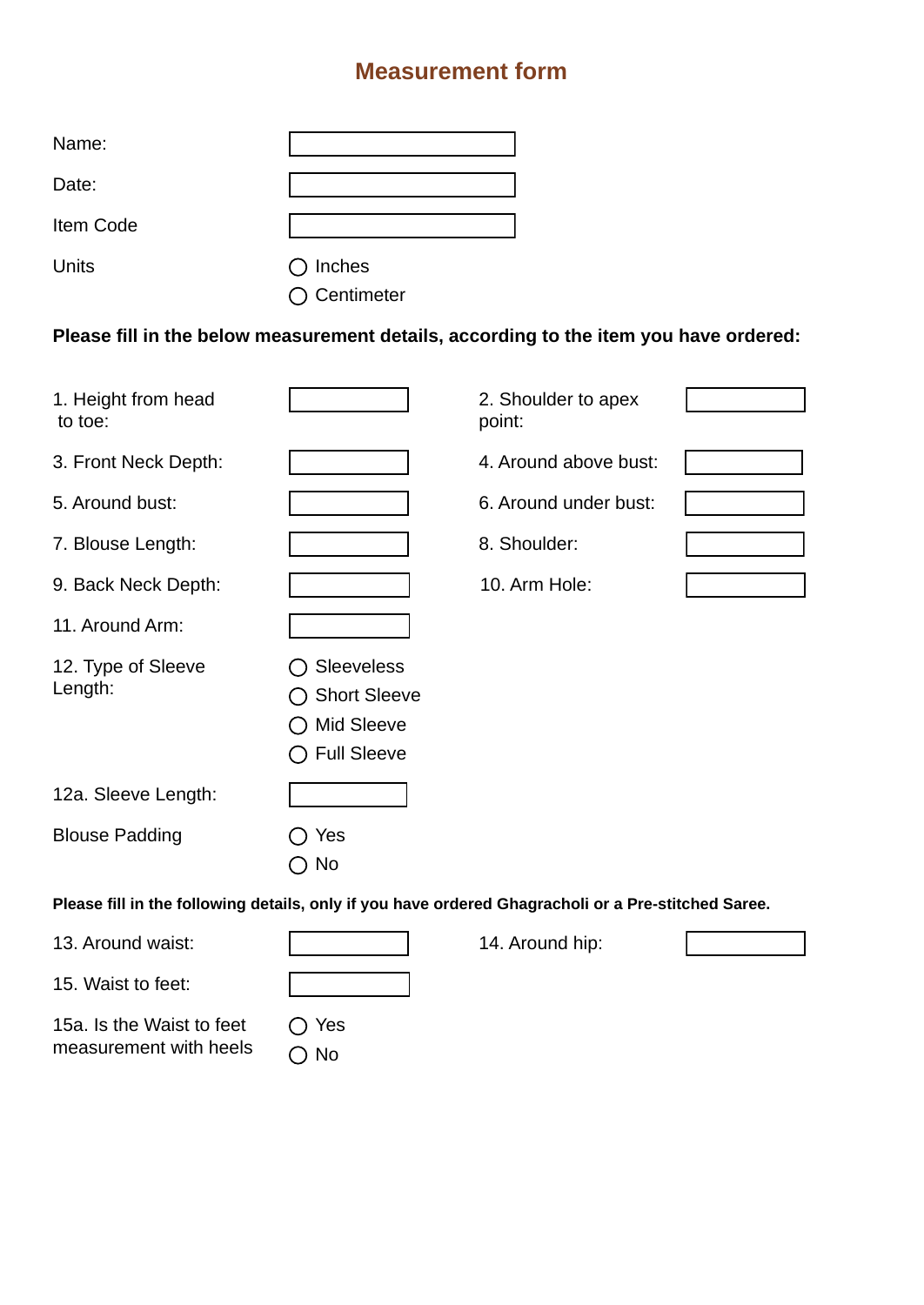# Measurement form

Name:

Date:

Item Code

Units

- ◯ Inches
- ◯ Centimeter

**Please fill in the below measurement details, according to the item you have ordered:**

1. Height from head to toe:
2. Shoulder to apex point:
3. Front Neck Depth:
4. Around above bust:
5. Around bust:
6. Around under bust:
7. Blouse Length:
8. Shoulder:
9. Back Neck Depth:
10. Arm Hole:
11. Around Arm:
12. Type of Sleeve Length:
    - ◯ Sleeveless
    - ◯ Short Sleeve
    - ◯ Mid Sleeve
    - ◯ Full Sleeve

12a. Sleeve Length:

Blouse Padding

- ◯ Yes
- ◯ No

**Please fill in the following details, only if you have ordered Ghagracholi or a Pre-stitched Saree.**

13. Around waist:
14. Around hip:
15. Waist to feet:

15a. Is the Waist to feet measurement with heels

- ◯ Yes
- ◯ No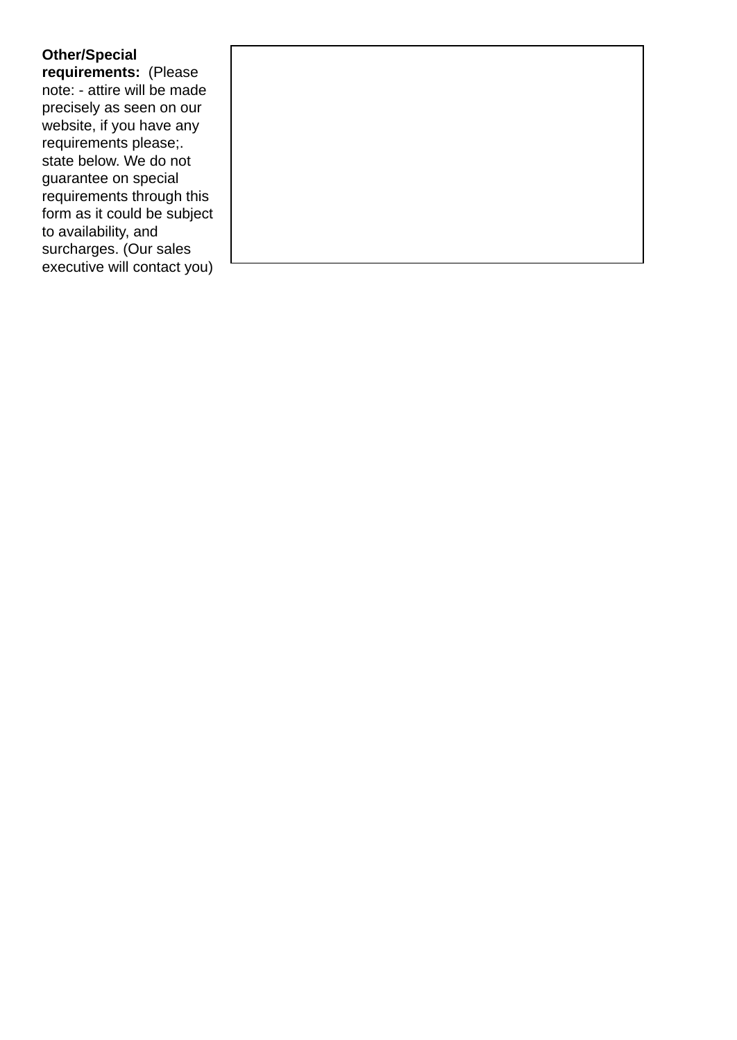**Other/Special requirements:** (Please note: - attire will be made precisely as seen on our website, if you have any requirements please;. state below. We do not guarantee on special requirements through this form as it could be subject to availability, and surcharges. (Our sales executive will contact you)

| |
|---|
| |